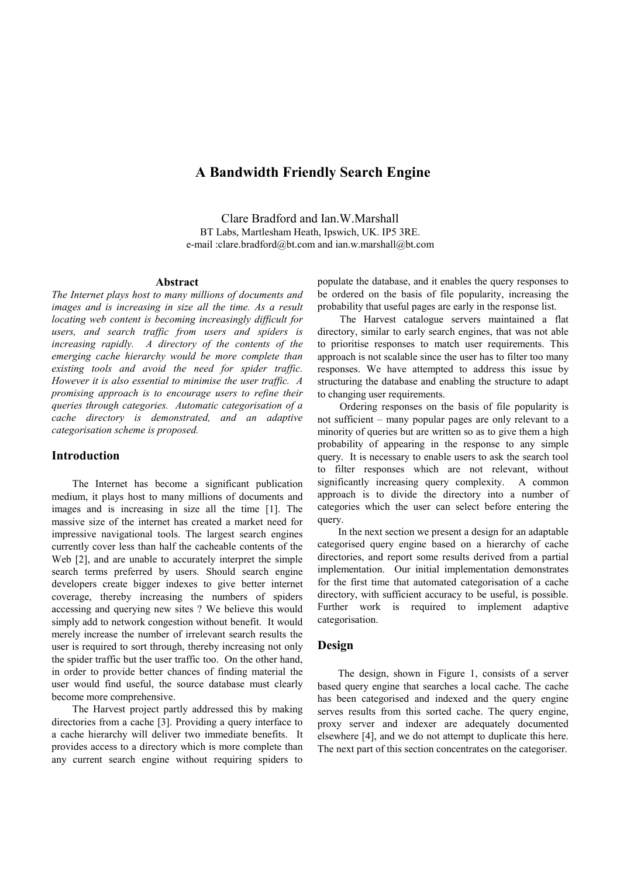# A Bandwidth Friendly Search Engine

Clare Bradford and Ian.W.Marshall
BT Labs, Martlesham Heath, Ipswich, UK. IP5 3RE.
e-mail :clare.bradford@bt.com and ian.w.marshall@bt.com

### Abstract

*The Internet plays host to many millions of documents and images and is increasing in size all the time. As a result locating web content is becoming increasingly difficult for users, and search traffic from users and spiders is increasing rapidly. A directory of the contents of the emerging cache hierarchy would be more complete than existing tools and avoid the need for spider traffic. However it is also essential to minimise the user traffic. A promising approach is to encourage users to refine their queries through categories. Automatic categorisation of a cache directory is demonstrated, and an adaptive categorisation scheme is proposed.*

## Introduction

The Internet has become a significant publication medium, it plays host to many millions of documents and images and is increasing in size all the time [1]. The massive size of the internet has created a market need for impressive navigational tools. The largest search engines currently cover less than half the cacheable contents of the Web [2], and are unable to accurately interpret the simple search terms preferred by users. Should search engine developers create bigger indexes to give better internet coverage, thereby increasing the numbers of spiders accessing and querying new sites ? We believe this would simply add to network congestion without benefit. It would merely increase the number of irrelevant search results the user is required to sort through, thereby increasing not only the spider traffic but the user traffic too. On the other hand, in order to provide better chances of finding material the user would find useful, the source database must clearly become more comprehensive.

The Harvest project partly addressed this by making directories from a cache [3]. Providing a query interface to a cache hierarchy will deliver two immediate benefits. It provides access to a directory which is more complete than any current search engine without requiring spiders to populate the database, and it enables the query responses to be ordered on the basis of file popularity, increasing the probability that useful pages are early in the response list.

The Harvest catalogue servers maintained a flat directory, similar to early search engines, that was not able to prioritise responses to match user requirements. This approach is not scalable since the user has to filter too many responses. We have attempted to address this issue by structuring the database and enabling the structure to adapt to changing user requirements.

Ordering responses on the basis of file popularity is not sufficient – many popular pages are only relevant to a minority of queries but are written so as to give them a high probability of appearing in the response to any simple query. It is necessary to enable users to ask the search tool to filter responses which are not relevant, without significantly increasing query complexity. A common approach is to divide the directory into a number of categories which the user can select before entering the query.

In the next section we present a design for an adaptable categorised query engine based on a hierarchy of cache directories, and report some results derived from a partial implementation. Our initial implementation demonstrates for the first time that automated categorisation of a cache directory, with sufficient accuracy to be useful, is possible. Further work is required to implement adaptive categorisation.

## Design

The design, shown in Figure 1, consists of a server based query engine that searches a local cache. The cache has been categorised and indexed and the query engine serves results from this sorted cache. The query engine, proxy server and indexer are adequately documented elsewhere [4], and we do not attempt to duplicate this here. The next part of this section concentrates on the categoriser.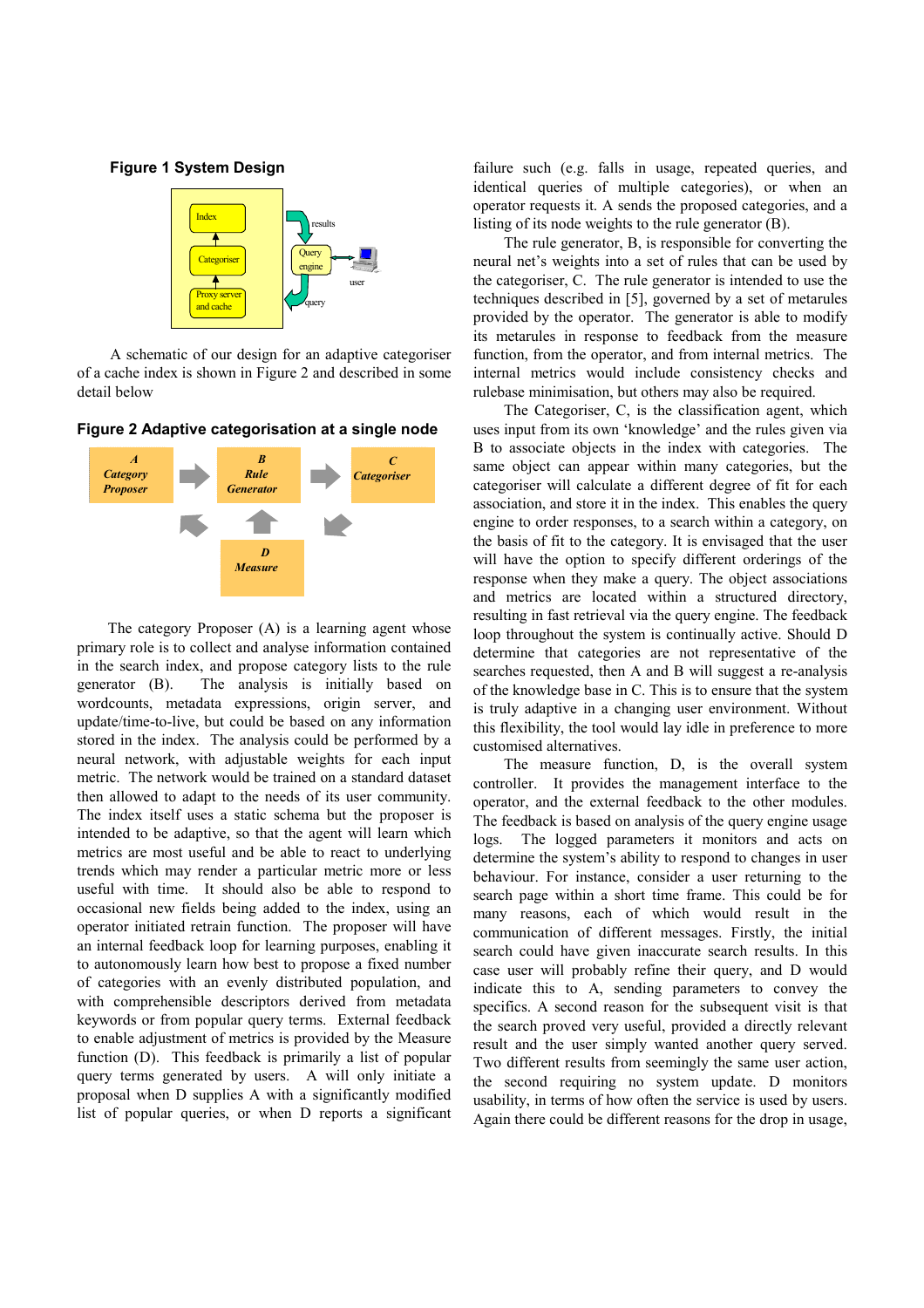**Figure 1 System Design**

Index

Categoriser

Proxy server and cache

results

Query engine

user

query

A schematic of our design for an adaptive categoriser of a cache index is shown in Figure 2 and described in some detail below

**Figure 2 Adaptive categorisation at a single node**

*A Category Proposer*

*B Rule Generator*

*C Categoriser*

*D Measure*

The category Proposer (A) is a learning agent whose primary role is to collect and analyse information contained in the search index, and propose category lists to the rule generator (B). The analysis is initially based on wordcounts, metadata expressions, origin server, and update/time-to-live, but could be based on any information stored in the index. The analysis could be performed by a neural network, with adjustable weights for each input metric. The network would be trained on a standard dataset then allowed to adapt to the needs of its user community. The index itself uses a static schema but the proposer is intended to be adaptive, so that the agent will learn which metrics are most useful and be able to react to underlying trends which may render a particular metric more or less useful with time. It should also be able to respond to occasional new fields being added to the index, using an operator initiated retrain function. The proposer will have an internal feedback loop for learning purposes, enabling it to autonomously learn how best to propose a fixed number of categories with an evenly distributed population, and with comprehensible descriptors derived from metadata keywords or from popular query terms. External feedback to enable adjustment of metrics is provided by the Measure function (D). This feedback is primarily a list of popular query terms generated by users. A will only initiate a proposal when D supplies A with a significantly modified list of popular queries, or when D reports a significant failure such (e.g. falls in usage, repeated queries, and identical queries of multiple categories), or when an operator requests it. A sends the proposed categories, and a listing of its node weights to the rule generator (B).

The rule generator, B, is responsible for converting the neural net's weights into a set of rules that can be used by the categoriser, C. The rule generator is intended to use the techniques described in [5], governed by a set of metarules provided by the operator. The generator is able to modify its metarules in response to feedback from the measure function, from the operator, and from internal metrics. The internal metrics would include consistency checks and rulebase minimisation, but others may also be required.

The Categoriser, C, is the classification agent, which uses input from its own 'knowledge' and the rules given via B to associate objects in the index with categories. The same object can appear within many categories, but the categoriser will calculate a different degree of fit for each association, and store it in the index. This enables the query engine to order responses, to a search within a category, on the basis of fit to the category. It is envisaged that the user will have the option to specify different orderings of the response when they make a query. The object associations and metrics are located within a structured directory, resulting in fast retrieval via the query engine. The feedback loop throughout the system is continually active. Should D determine that categories are not representative of the searches requested, then A and B will suggest a re-analysis of the knowledge base in C. This is to ensure that the system is truly adaptive in a changing user environment. Without this flexibility, the tool would lay idle in preference to more customised alternatives.

The measure function, D, is the overall system controller. It provides the management interface to the operator, and the external feedback to the other modules. The feedback is based on analysis of the query engine usage logs. The logged parameters it monitors and acts on determine the system's ability to respond to changes in user behaviour. For instance, consider a user returning to the search page within a short time frame. This could be for many reasons, each of which would result in the communication of different messages. Firstly, the initial search could have given inaccurate search results. In this case user will probably refine their query, and D would indicate this to A, sending parameters to convey the specifics. A second reason for the subsequent visit is that the search proved very useful, provided a directly relevant result and the user simply wanted another query served. Two different results from seemingly the same user action, the second requiring no system update. D monitors usability, in terms of how often the service is used by users. Again there could be different reasons for the drop in usage,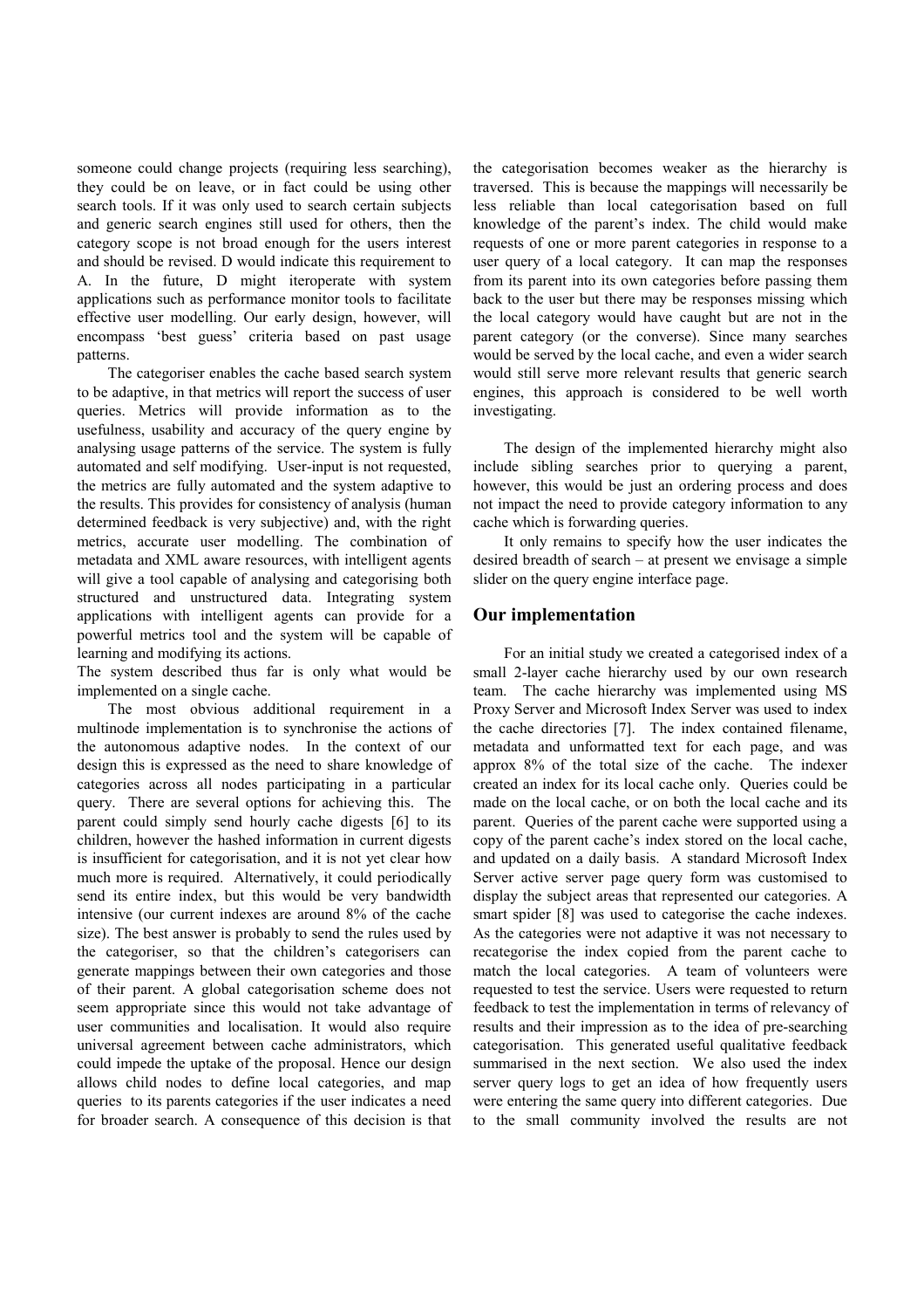someone could change projects (requiring less searching), they could be on leave, or in fact could be using other search tools. If it was only used to search certain subjects and generic search engines still used for others, then the category scope is not broad enough for the users interest and should be revised. D would indicate this requirement to A. In the future, D might iteroperate with system applications such as performance monitor tools to facilitate effective user modelling. Our early design, however, will encompass 'best guess' criteria based on past usage patterns.

The categoriser enables the cache based search system to be adaptive, in that metrics will report the success of user queries. Metrics will provide information as to the usefulness, usability and accuracy of the query engine by analysing usage patterns of the service. The system is fully automated and self modifying. User-input is not requested, the metrics are fully automated and the system adaptive to the results. This provides for consistency of analysis (human determined feedback is very subjective) and, with the right metrics, accurate user modelling. The combination of metadata and XML aware resources, with intelligent agents will give a tool capable of analysing and categorising both structured and unstructured data. Integrating system applications with intelligent agents can provide for a powerful metrics tool and the system will be capable of learning and modifying its actions.

The system described thus far is only what would be implemented on a single cache.

The most obvious additional requirement in a multinode implementation is to synchronise the actions of the autonomous adaptive nodes. In the context of our design this is expressed as the need to share knowledge of categories across all nodes participating in a particular query. There are several options for achieving this. The parent could simply send hourly cache digests [6] to its children, however the hashed information in current digests is insufficient for categorisation, and it is not yet clear how much more is required. Alternatively, it could periodically send its entire index, but this would be very bandwidth intensive (our current indexes are around 8% of the cache size). The best answer is probably to send the rules used by the categoriser, so that the children's categorisers can generate mappings between their own categories and those of their parent. A global categorisation scheme does not seem appropriate since this would not take advantage of user communities and localisation. It would also require universal agreement between cache administrators, which could impede the uptake of the proposal. Hence our design allows child nodes to define local categories, and map queries to its parents categories if the user indicates a need for broader search. A consequence of this decision is that the categorisation becomes weaker as the hierarchy is traversed. This is because the mappings will necessarily be less reliable than local categorisation based on full knowledge of the parent's index. The child would make requests of one or more parent categories in response to a user query of a local category. It can map the responses from its parent into its own categories before passing them back to the user but there may be responses missing which the local category would have caught but are not in the parent category (or the converse). Since many searches would be served by the local cache, and even a wider search would still serve more relevant results that generic search engines, this approach is considered to be well worth investigating.

The design of the implemented hierarchy might also include sibling searches prior to querying a parent, however, this would be just an ordering process and does not impact the need to provide category information to any cache which is forwarding queries.

It only remains to specify how the user indicates the desired breadth of search – at present we envisage a simple slider on the query engine interface page.

## Our implementation

For an initial study we created a categorised index of a small 2-layer cache hierarchy used by our own research team. The cache hierarchy was implemented using MS Proxy Server and Microsoft Index Server was used to index the cache directories [7]. The index contained filename, metadata and unformatted text for each page, and was approx 8% of the total size of the cache. The indexer created an index for its local cache only. Queries could be made on the local cache, or on both the local cache and its parent. Queries of the parent cache were supported using a copy of the parent cache's index stored on the local cache, and updated on a daily basis. A standard Microsoft Index Server active server page query form was customised to display the subject areas that represented our categories. A smart spider [8] was used to categorise the cache indexes. As the categories were not adaptive it was not necessary to recategorise the index copied from the parent cache to match the local categories. A team of volunteers were requested to test the service. Users were requested to return feedback to test the implementation in terms of relevancy of results and their impression as to the idea of pre-searching categorisation. This generated useful qualitative feedback summarised in the next section. We also used the index server query logs to get an idea of how frequently users were entering the same query into different categories. Due to the small community involved the results are not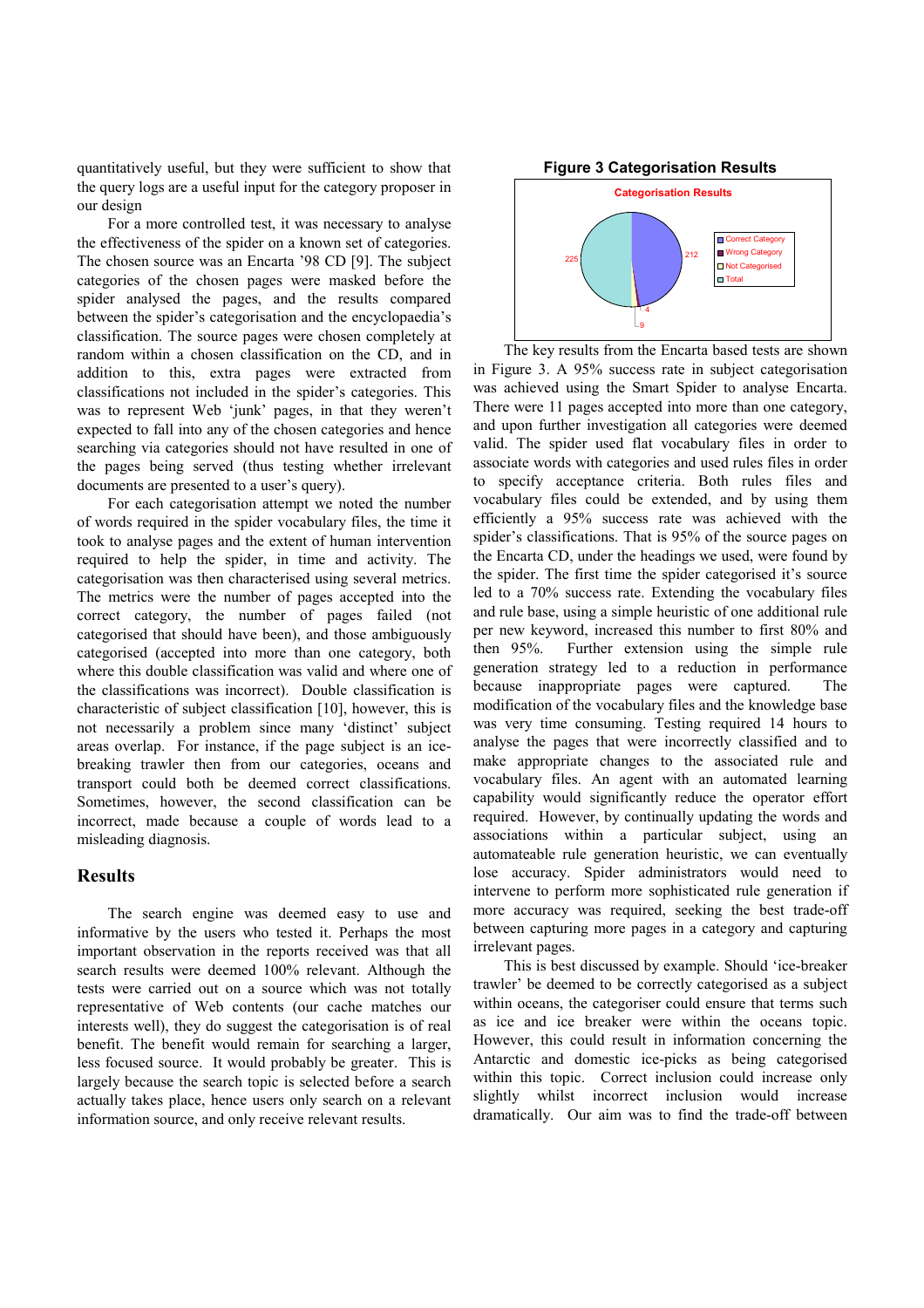quantitatively useful, but they were sufficient to show that the query logs are a useful input for the category proposer in our design

For a more controlled test, it was necessary to analyse the effectiveness of the spider on a known set of categories. The chosen source was an Encarta '98 CD [9]. The subject categories of the chosen pages were masked before the spider analysed the pages, and the results compared between the spider's categorisation and the encyclopaedia's classification. The source pages were chosen completely at random within a chosen classification on the CD, and in addition to this, extra pages were extracted from classifications not included in the spider's categories. This was to represent Web 'junk' pages, in that they weren't expected to fall into any of the chosen categories and hence searching via categories should not have resulted in one of the pages being served (thus testing whether irrelevant documents are presented to a user's query).

For each categorisation attempt we noted the number of words required in the spider vocabulary files, the time it took to analyse pages and the extent of human intervention required to help the spider, in time and activity. The categorisation was then characterised using several metrics. The metrics were the number of pages accepted into the correct category, the number of pages failed (not categorised that should have been), and those ambiguously categorised (accepted into more than one category, both where this double classification was valid and where one of the classifications was incorrect). Double classification is characteristic of subject classification [10], however, this is not necessarily a problem since many 'distinct' subject areas overlap. For instance, if the page subject is an ice-breaking trawler then from our categories, oceans and transport could both be deemed correct classifications. Sometimes, however, the second classification can be incorrect, made because a couple of words lead to a misleading diagnosis.

## Results

The search engine was deemed easy to use and informative by the users who tested it. Perhaps the most important observation in the reports received was that all search results were deemed 100% relevant. Although the tests were carried out on a source which was not totally representative of Web contents (our cache matches our interests well), they do suggest the categorisation is of real benefit. The benefit would remain for searching a larger, less focused source. It would probably be greater. This is largely because the search topic is selected before a search actually takes place, hence users only search on a relevant information source, and only receive relevant results.

**Figure 3 Categorisation Results**

Categorisation Results

225
212
4
9

Correct Category
Wrong Category
Not Categorised
Total

The key results from the Encarta based tests are shown in Figure 3. A 95% success rate in subject categorisation was achieved using the Smart Spider to analyse Encarta. There were 11 pages accepted into more than one category, and upon further investigation all categories were deemed valid. The spider used flat vocabulary files in order to associate words with categories and used rules files in order to specify acceptance criteria. Both rules files and vocabulary files could be extended, and by using them efficiently a 95% success rate was achieved with the spider's classifications. That is 95% of the source pages on the Encarta CD, under the headings we used, were found by the spider. The first time the spider categorised it's source led to a 70% success rate. Extending the vocabulary files and rule base, using a simple heuristic of one additional rule per new keyword, increased this number to first 80% and then 95%. Further extension using the simple rule generation strategy led to a reduction in performance because inappropriate pages were captured. The modification of the vocabulary files and the knowledge base was very time consuming. Testing required 14 hours to analyse the pages that were incorrectly classified and to make appropriate changes to the associated rule and vocabulary files. An agent with an automated learning capability would significantly reduce the operator effort required. However, by continually updating the words and associations within a particular subject, using an automateable rule generation heuristic, we can eventually lose accuracy. Spider administrators would need to intervene to perform more sophisticated rule generation if more accuracy was required, seeking the best trade-off between capturing more pages in a category and capturing irrelevant pages.

This is best discussed by example. Should 'ice-breaker trawler' be deemed to be correctly categorised as a subject within oceans, the categoriser could ensure that terms such as ice and ice breaker were within the oceans topic. However, this could result in information concerning the Antarctic and domestic ice-picks as being categorised within this topic. Correct inclusion could increase only slightly whilst incorrect inclusion would increase dramatically. Our aim was to find the trade-off between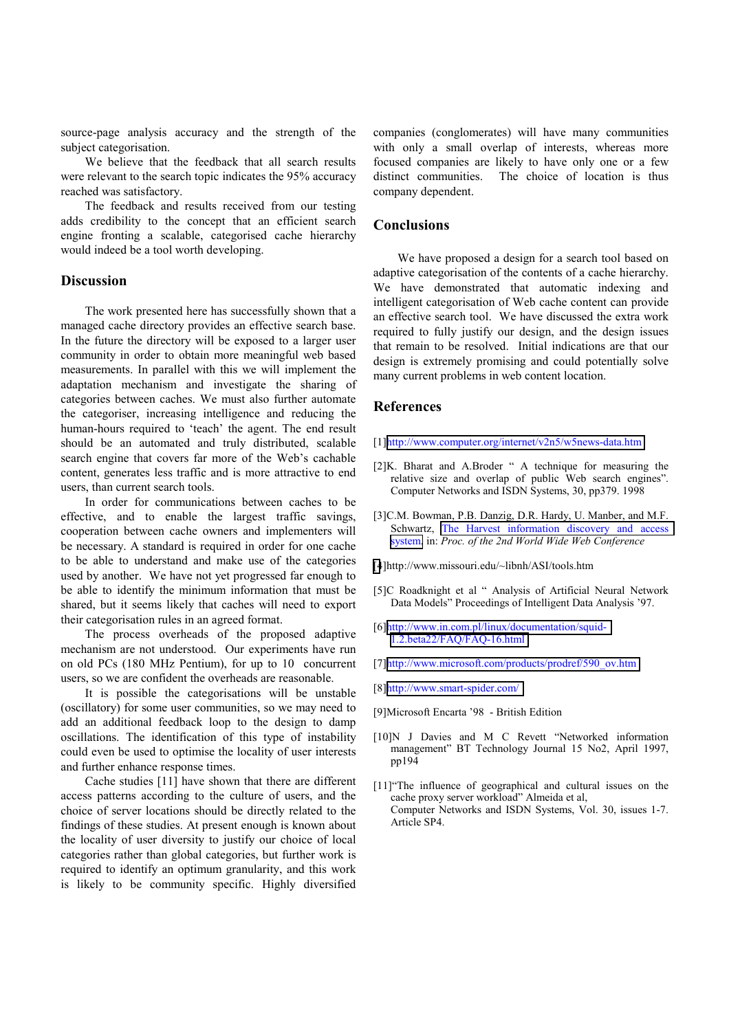source-page analysis accuracy and the strength of the subject categorisation.

We believe that the feedback that all search results were relevant to the search topic indicates the 95% accuracy reached was satisfactory.

The feedback and results received from our testing adds credibility to the concept that an efficient search engine fronting a scalable, categorised cache hierarchy would indeed be a tool worth developing.

## Discussion

The work presented here has successfully shown that a managed cache directory provides an effective search base. In the future the directory will be exposed to a larger user community in order to obtain more meaningful web based measurements. In parallel with this we will implement the adaptation mechanism and investigate the sharing of categories between caches. We must also further automate the categoriser, increasing intelligence and reducing the human-hours required to 'teach' the agent. The end result should be an automated and truly distributed, scalable search engine that covers far more of the Web's cachable content, generates less traffic and is more attractive to end users, than current search tools.

In order for communications between caches to be effective, and to enable the largest traffic savings, cooperation between cache owners and implementers will be necessary. A standard is required in order for one cache to be able to understand and make use of the categories used by another. We have not yet progressed far enough to be able to identify the minimum information that must be shared, but it seems likely that caches will need to export their categorisation rules in an agreed format.

The process overheads of the proposed adaptive mechanism are not understood. Our experiments have run on old PCs (180 MHz Pentium), for up to 10 concurrent users, so we are confident the overheads are reasonable.

It is possible the categorisations will be unstable (oscillatory) for some user communities, so we may need to add an additional feedback loop to the design to damp oscillations. The identification of this type of instability could even be used to optimise the locality of user interests and further enhance response times.

Cache studies [11] have shown that there are different access patterns according to the culture of users, and the choice of server locations should be directly related to the findings of these studies. At present enough is known about the locality of user diversity to justify our choice of local categories rather than global categories, but further work is required to identify an optimum granularity, and this work is likely to be community specific. Highly diversified companies (conglomerates) will have many communities with only a small overlap of interests, whereas more focused companies are likely to have only one or a few distinct communities. The choice of location is thus company dependent.

## Conclusions

We have proposed a design for a search tool based on adaptive categorisation of the contents of a cache hierarchy. We have demonstrated that automatic indexing and intelligent categorisation of Web cache content can provide an effective search tool. We have discussed the extra work required to fully justify our design, and the design issues that remain to be resolved. Initial indications are that our design is extremely promising and could potentially solve many current problems in web content location.

## References

[1] http://www.computer.org/internet/v2n5/w5news-data.htm

[2] K. Bharat and A.Broder " A technique for measuring the relative size and overlap of public Web search engines". Computer Networks and ISDN Systems, 30, pp379. 1998

[3] C.M. Bowman, P.B. Danzig, D.R. Hardy, U. Manber, and M.F. Schwartz, The Harvest information discovery and access system, in: *Proc. of the 2nd World Wide Web Conference*

[4] http://www.missouri.edu/~libnh/ASI/tools.htm

[5] C Roadknight et al " Analysis of Artificial Neural Network Data Models" Proceedings of Intelligent Data Analysis '97.

[6] http://www.in.com.pl/linux/documentation/squid-1.2.beta22/FAQ/FAQ-16.html

[7] http://www.microsoft.com/products/prodref/590_ov.htm

[8] http://www.smart-spider.com/

[9] Microsoft Encarta '98 - British Edition

[10] N J Davies and M C Revett "Networked information management" BT Technology Journal 15 No2, April 1997, pp194

[11] "The influence of geographical and cultural issues on the cache proxy server workload" Almeida et al, Computer Networks and ISDN Systems, Vol. 30, issues 1-7. Article SP4.